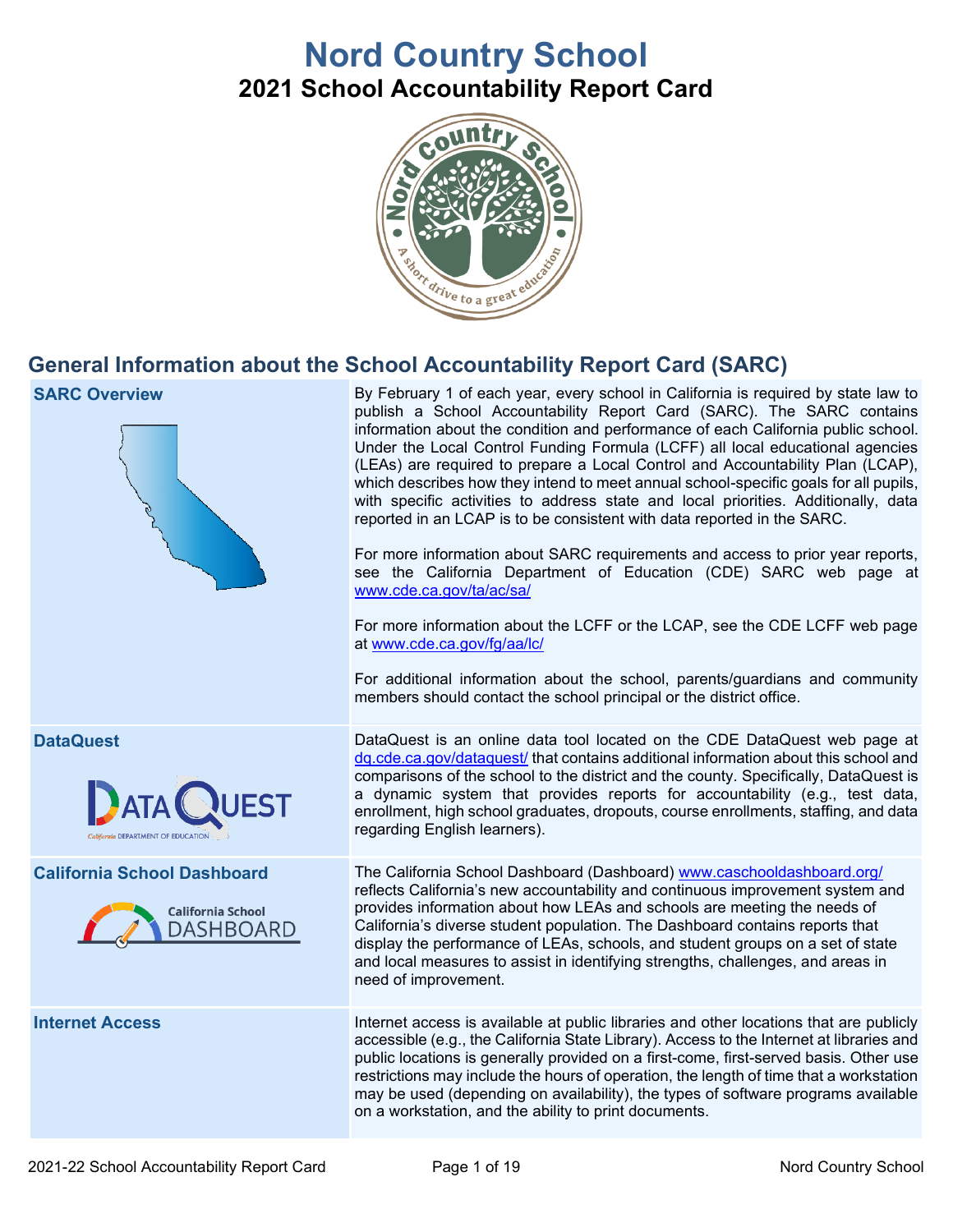# Nord Country School

## 2021 School Accountability Report Card

## General Information about the School Accountability Report Card (SARC)

| | |
|---|---|
| **SARC Overview** | By February 1 of each year, every school in California is required by state law to publish a School Accountability Report Card (SARC). The SARC contains information about the condition and performance of each California public school. Under the Local Control Funding Formula (LCFF) all local educational agencies (LEAs) are required to prepare a Local Control and Accountability Plan (LCAP), which describes how they intend to meet annual school-specific goals for all pupils, with specific activities to address state and local priorities. Additionally, data reported in an LCAP is to be consistent with data reported in the SARC.<br><br>For more information about SARC requirements and access to prior year reports, see the California Department of Education (CDE) SARC web page at www.cde.ca.gov/ta/ac/sa/<br><br>For more information about the LCFF or the LCAP, see the CDE LCFF web page at www.cde.ca.gov/fg/aa/lc/<br><br>For additional information about the school, parents/guardians and community members should contact the school principal or the district office. |
| **DataQuest** | DataQuest is an online data tool located on the CDE DataQuest web page at dq.cde.ca.gov/dataquest/ that contains additional information about this school and comparisons of the school to the district and the county. Specifically, DataQuest is a dynamic system that provides reports for accountability (e.g., test data, enrollment, high school graduates, dropouts, course enrollments, staffing, and data regarding English learners). |
| **California School Dashboard** | The California School Dashboard (Dashboard) www.caschooldashboard.org/ reflects California's new accountability and continuous improvement system and provides information about how LEAs and schools are meeting the needs of California's diverse student population. The Dashboard contains reports that display the performance of LEAs, schools, and student groups on a set of state and local measures to assist in identifying strengths, challenges, and areas in need of improvement. |
| **Internet Access** | Internet access is available at public libraries and other locations that are publicly accessible (e.g., the California State Library). Access to the Internet at libraries and public locations is generally provided on a first-come, first-served basis. Other use restrictions may include the hours of operation, the length of time that a workstation may be used (depending on availability), the types of software programs available on a workstation, and the ability to print documents. |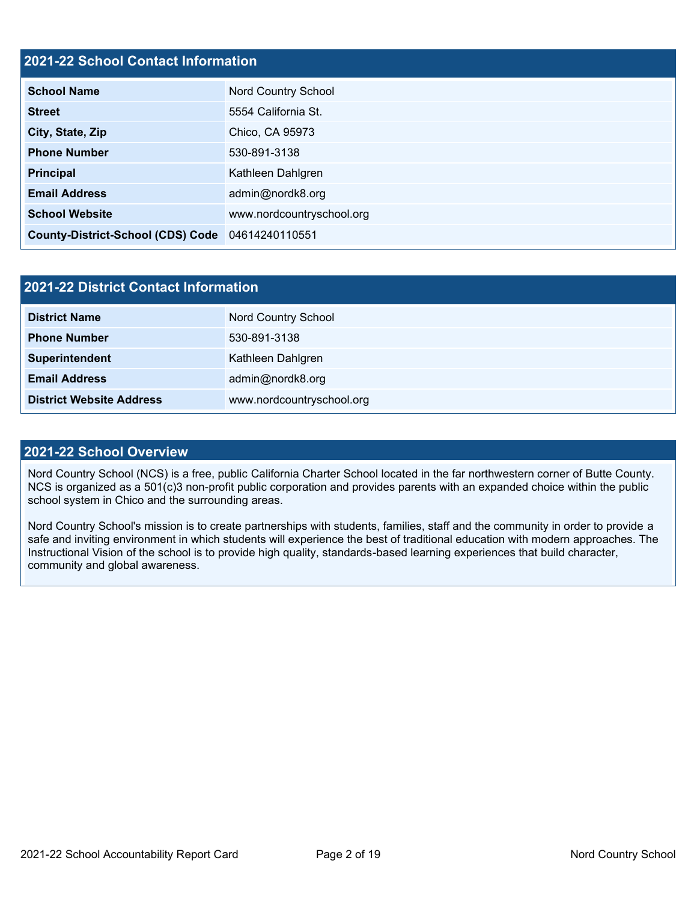## 2021-22 School Contact Information

| 2021-22 School Contact Information | |
|---|---|
| **School Name** | Nord Country School |
| **Street** | 5554 California St. |
| **City, State, Zip** | Chico, CA 95973 |
| **Phone Number** | 530-891-3138 |
| **Principal** | Kathleen Dahlgren |
| **Email Address** | admin@nordk8.org |
| **School Website** | www.nordcountryschool.org |
| **County-District-School (CDS) Code** | 04614240110551 |

## 2021-22 District Contact Information

| 2021-22 District Contact Information | |
|---|---|
| **District Name** | Nord Country School |
| **Phone Number** | 530-891-3138 |
| **Superintendent** | Kathleen Dahlgren |
| **Email Address** | admin@nordk8.org |
| **District Website Address** | www.nordcountryschool.org |

## 2021-22 School Overview

Nord Country School (NCS) is a free, public California Charter School located in the far northwestern corner of Butte County. NCS is organized as a 501(c)3 non-profit public corporation and provides parents with an expanded choice within the public school system in Chico and the surrounding areas.

Nord Country School's mission is to create partnerships with students, families, staff and the community in order to provide a safe and inviting environment in which students will experience the best of traditional education with modern approaches. The Instructional Vision of the school is to provide high quality, standards-based learning experiences that build character, community and global awareness.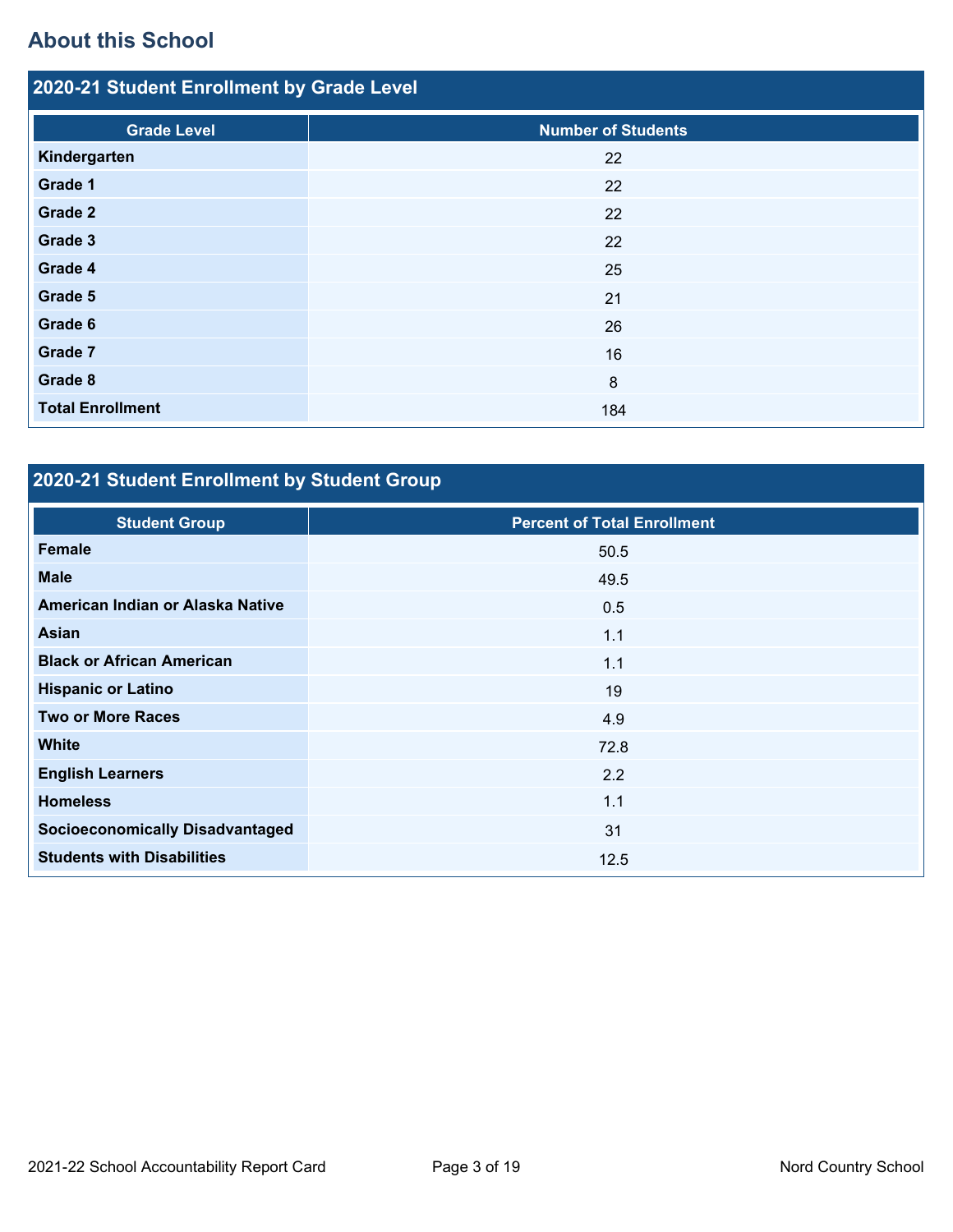## About this School

### 2020-21 Student Enrollment by Grade Level

| Grade Level | Number of Students |
|---|---|
| **Kindergarten** | 22 |
| **Grade 1** | 22 |
| **Grade 2** | 22 |
| **Grade 3** | 22 |
| **Grade 4** | 25 |
| **Grade 5** | 21 |
| **Grade 6** | 26 |
| **Grade 7** | 16 |
| **Grade 8** | 8 |
| **Total Enrollment** | 184 |

### 2020-21 Student Enrollment by Student Group

| Student Group | Percent of Total Enrollment |
|---|---|
| **Female** | 50.5 |
| **Male** | 49.5 |
| **American Indian or Alaska Native** | 0.5 |
| **Asian** | 1.1 |
| **Black or African American** | 1.1 |
| **Hispanic or Latino** | 19 |
| **Two or More Races** | 4.9 |
| **White** | 72.8 |
| **English Learners** | 2.2 |
| **Homeless** | 1.1 |
| **Socioeconomically Disadvantaged** | 31 |
| **Students with Disabilities** | 12.5 |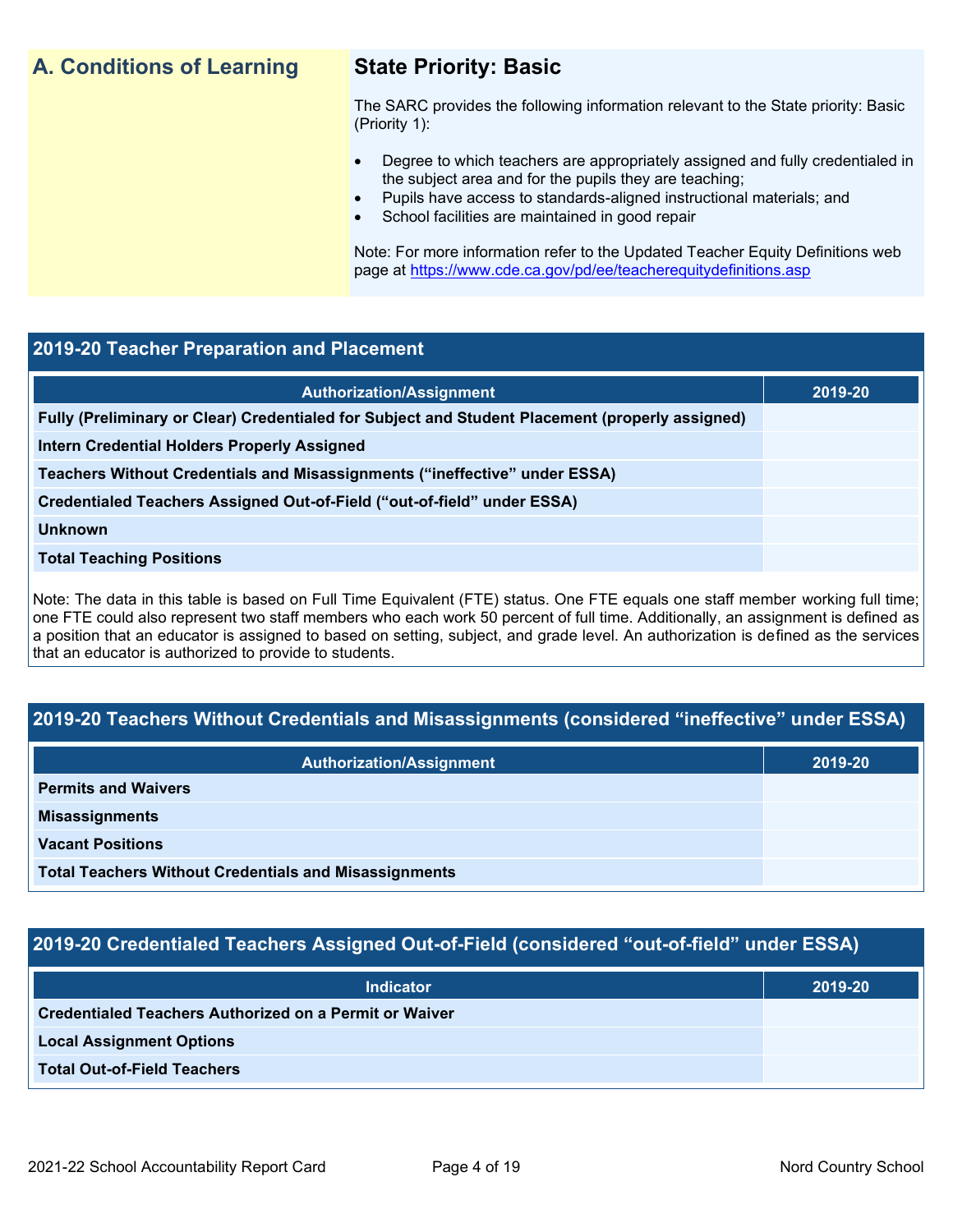## A. Conditions of Learning

### State Priority: Basic

The SARC provides the following information relevant to the State priority: Basic (Priority 1):

- Degree to which teachers are appropriately assigned and fully credentialed in the subject area and for the pupils they are teaching;
- Pupils have access to standards-aligned instructional materials; and
- School facilities are maintained in good repair

Note: For more information refer to the Updated Teacher Equity Definitions web page at https://www.cde.ca.gov/pd/ee/teacherequitydefinitions.asp

### 2019-20 Teacher Preparation and Placement

| Authorization/Assignment | 2019-20 |
|---|---|
| Fully (Preliminary or Clear) Credentialed for Subject and Student Placement (properly assigned) | |
| Intern Credential Holders Properly Assigned | |
| Teachers Without Credentials and Misassignments ("ineffective" under ESSA) | |
| Credentialed Teachers Assigned Out-of-Field ("out-of-field" under ESSA) | |
| Unknown | |
| Total Teaching Positions | |

Note: The data in this table is based on Full Time Equivalent (FTE) status. One FTE equals one staff member working full time; one FTE could also represent two staff members who each work 50 percent of full time. Additionally, an assignment is defined as a position that an educator is assigned to based on setting, subject, and grade level. An authorization is defined as the services that an educator is authorized to provide to students.

### 2019-20 Teachers Without Credentials and Misassignments (considered "ineffective" under ESSA)

| Authorization/Assignment | 2019-20 |
|---|---|
| Permits and Waivers | |
| Misassignments | |
| Vacant Positions | |
| Total Teachers Without Credentials and Misassignments | |

### 2019-20 Credentialed Teachers Assigned Out-of-Field (considered "out-of-field" under ESSA)

| Indicator | 2019-20 |
|---|---|
| Credentialed Teachers Authorized on a Permit or Waiver | |
| Local Assignment Options | |
| Total Out-of-Field Teachers | |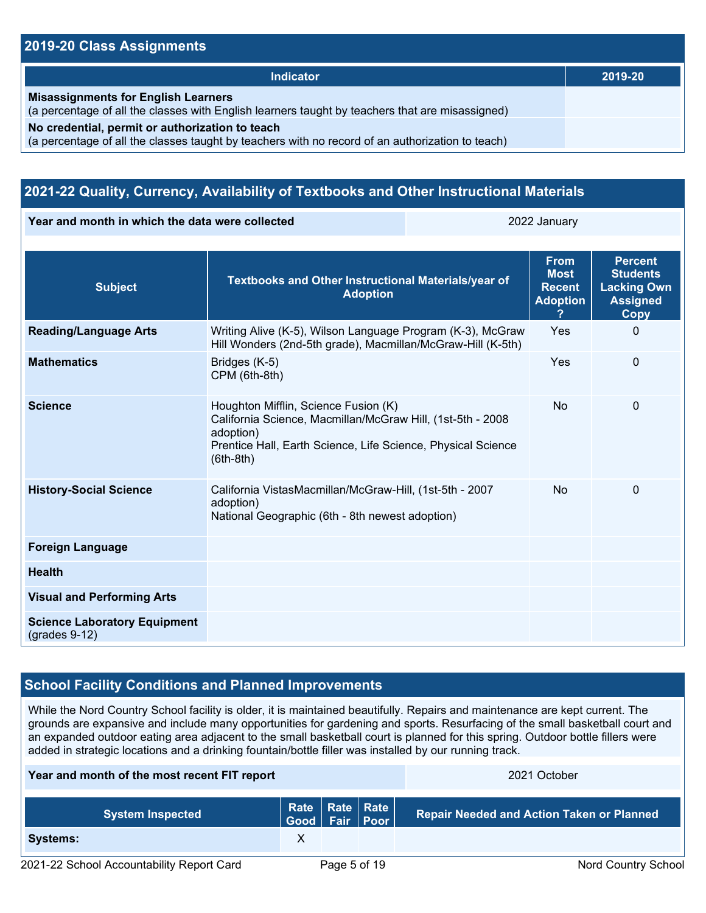## 2019-20 Class Assignments

| Indicator | 2019-20 |
| --- | --- |
| **Misassignments for English Learners** (a percentage of all the classes with English learners taught by teachers that are misassigned) | |
| **No credential, permit or authorization to teach** (a percentage of all the classes taught by teachers with no record of an authorization to teach) | |

## 2021-22 Quality, Currency, Availability of Textbooks and Other Instructional Materials

| Year and month in which the data were collected | 2022 January |
| --- | --- |

| Subject | Textbooks and Other Instructional Materials/year of Adoption | From Most Recent Adoption ? | Percent Students Lacking Own Assigned Copy |
| --- | --- | --- | --- |
| **Reading/Language Arts** | Writing Alive (K-5), Wilson Language Program (K-3), McGraw Hill Wonders (2nd-5th grade), Macmillan/McGraw-Hill (K-5th) | Yes | 0 |
| **Mathematics** | Bridges (K-5)<br>CPM (6th-8th) | Yes | 0 |
| **Science** | Houghton Mifflin, Science Fusion (K)<br>California Science, Macmillan/McGraw Hill, (1st-5th - 2008 adoption)<br>Prentice Hall, Earth Science, Life Science, Physical Science (6th-8th) | No | 0 |
| **History-Social Science** | California VistasMacmillan/McGraw-Hill, (1st-5th - 2007 adoption)<br>National Geographic (6th - 8th newest adoption) | No | 0 |
| **Foreign Language** | | | |
| **Health** | | | |
| **Visual and Performing Arts** | | | |
| **Science Laboratory Equipment** (grades 9-12) | | | |

## School Facility Conditions and Planned Improvements

While the Nord Country School facility is older, it is maintained beautifully. Repairs and maintenance are kept current. The grounds are expansive and include many opportunities for gardening and sports. Resurfacing of the small basketball court and an expanded outdoor eating area adjacent to the small basketball court is planned for this spring. Outdoor bottle fillers were added in strategic locations and a drinking fountain/bottle filler was installed by our running track.

| Year and month of the most recent FIT report | 2021 October |
| --- | --- |

| System Inspected | Rate Good | Rate Fair | Rate Poor | Repair Needed and Action Taken or Planned |
| --- | --- | --- | --- | --- |
| **Systems:** | X | | | |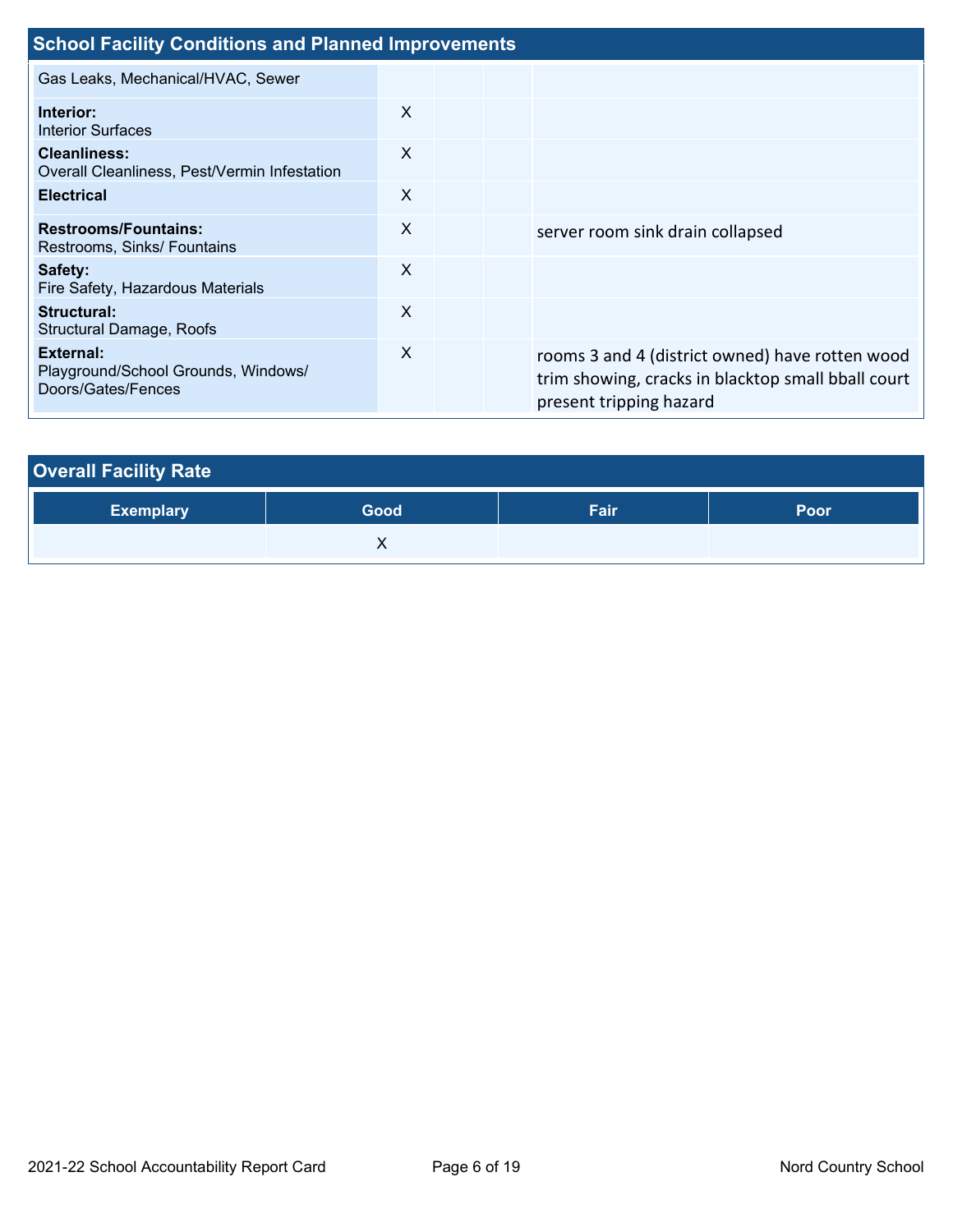## School Facility Conditions and Planned Improvements

| | | | | |
|---|---|---|---|---|
| Gas Leaks, Mechanical/HVAC, Sewer | | | | |
| **Interior:** Interior Surfaces | X | | | |
| **Cleanliness:** Overall Cleanliness, Pest/Vermin Infestation | X | | | |
| **Electrical** | X | | | |
| **Restrooms/Fountains:** Restrooms, Sinks/ Fountains | X | | | server room sink drain collapsed |
| **Safety:** Fire Safety, Hazardous Materials | X | | | |
| **Structural:** Structural Damage, Roofs | X | | | |
| **External:** Playground/School Grounds, Windows/ Doors/Gates/Fences | X | | | rooms 3 and 4 (district owned) have rotten wood trim showing, cracks in blacktop small bball court present tripping hazard |

## Overall Facility Rate

| Exemplary | Good | Fair | Poor |
|---|---|---|---|
| | X | | |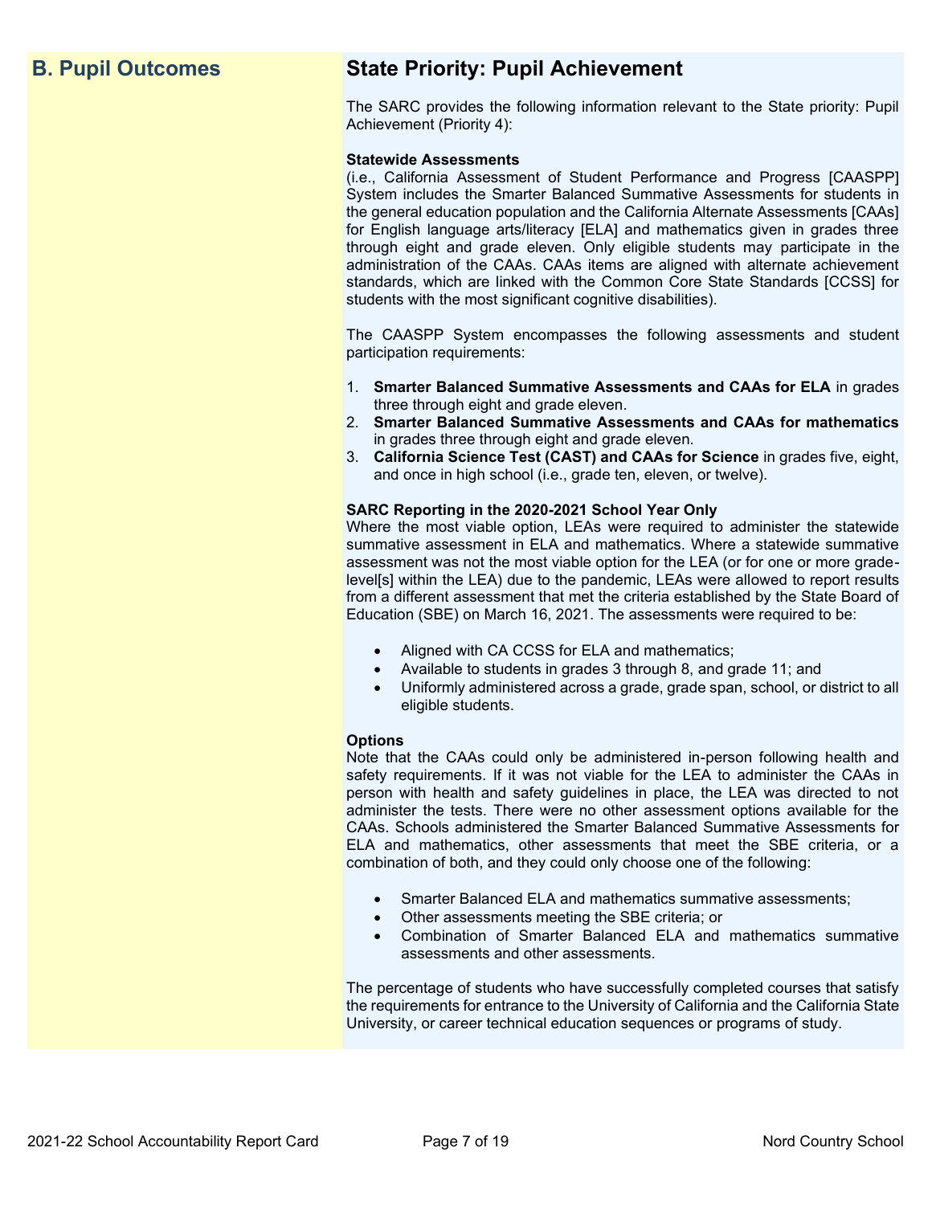## B. Pupil Outcomes

## State Priority: Pupil Achievement

The SARC provides the following information relevant to the State priority: Pupil Achievement (Priority 4):

**Statewide Assessments**
(i.e., California Assessment of Student Performance and Progress [CAASPP] System includes the Smarter Balanced Summative Assessments for students in the general education population and the California Alternate Assessments [CAAs] for English language arts/literacy [ELA] and mathematics given in grades three through eight and grade eleven. Only eligible students may participate in the administration of the CAAs. CAAs items are aligned with alternate achievement standards, which are linked with the Common Core State Standards [CCSS] for students with the most significant cognitive disabilities).

The CAASPP System encompasses the following assessments and student participation requirements:

1. **Smarter Balanced Summative Assessments and CAAs for ELA** in grades three through eight and grade eleven.
2. **Smarter Balanced Summative Assessments and CAAs for mathematics** in grades three through eight and grade eleven.
3. **California Science Test (CAST) and CAAs for Science** in grades five, eight, and once in high school (i.e., grade ten, eleven, or twelve).

**SARC Reporting in the 2020-2021 School Year Only**
Where the most viable option, LEAs were required to administer the statewide summative assessment in ELA and mathematics. Where a statewide summative assessment was not the most viable option for the LEA (or for one or more grade-level[s] within the LEA) due to the pandemic, LEAs were allowed to report results from a different assessment that met the criteria established by the State Board of Education (SBE) on March 16, 2021. The assessments were required to be:

- Aligned with CA CCSS for ELA and mathematics;
- Available to students in grades 3 through 8, and grade 11; and
- Uniformly administered across a grade, grade span, school, or district to all eligible students.

**Options**
Note that the CAAs could only be administered in-person following health and safety requirements. If it was not viable for the LEA to administer the CAAs in person with health and safety guidelines in place, the LEA was directed to not administer the tests. There were no other assessment options available for the CAAs. Schools administered the Smarter Balanced Summative Assessments for ELA and mathematics, other assessments that meet the SBE criteria, or a combination of both, and they could only choose one of the following:

- Smarter Balanced ELA and mathematics summative assessments;
- Other assessments meeting the SBE criteria; or
- Combination of Smarter Balanced ELA and mathematics summative assessments and other assessments.

The percentage of students who have successfully completed courses that satisfy the requirements for entrance to the University of California and the California State University, or career technical education sequences or programs of study.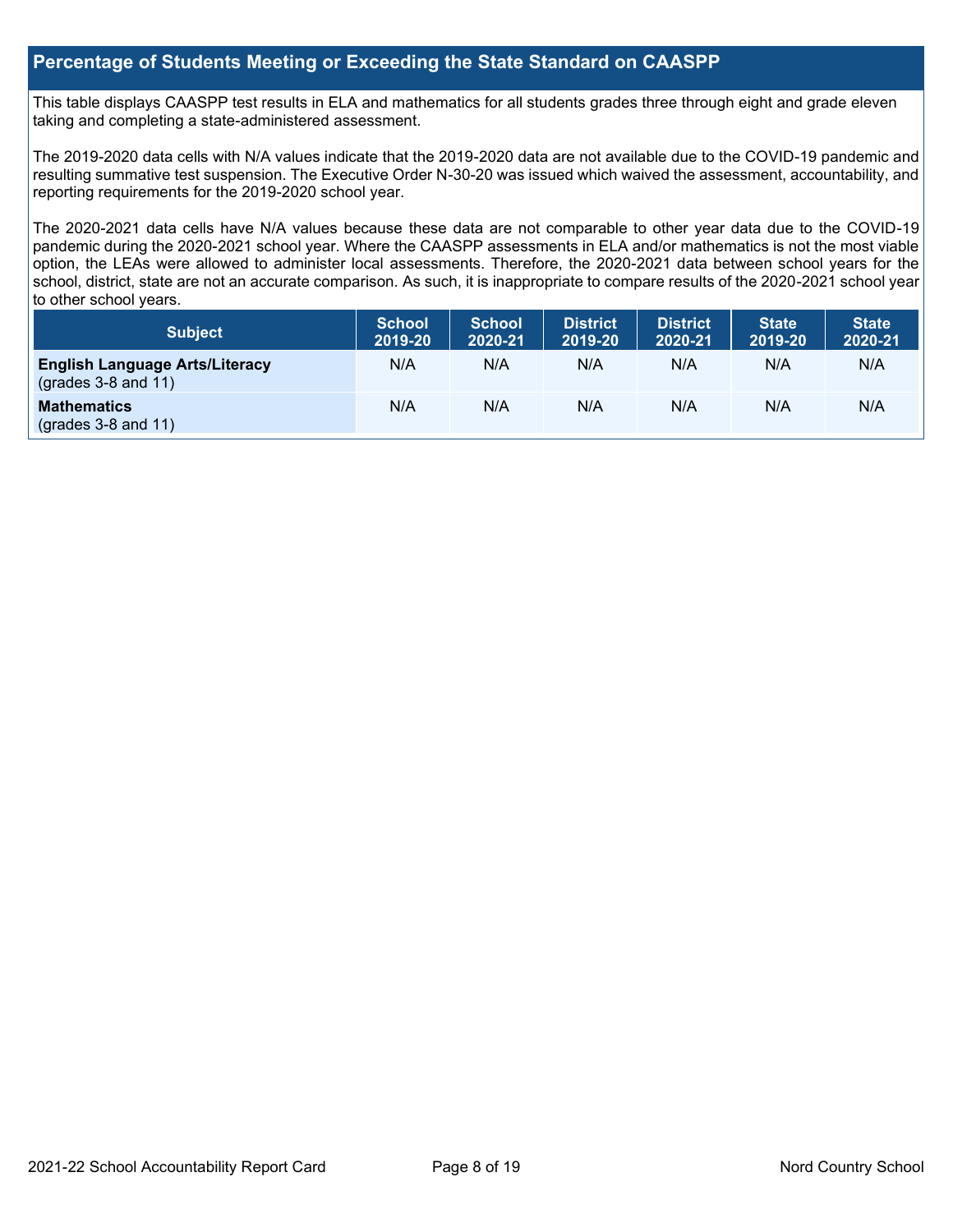## Percentage of Students Meeting or Exceeding the State Standard on CAASPP

This table displays CAASPP test results in ELA and mathematics for all students grades three through eight and grade eleven taking and completing a state-administered assessment.

The 2019-2020 data cells with N/A values indicate that the 2019-2020 data are not available due to the COVID-19 pandemic and resulting summative test suspension. The Executive Order N-30-20 was issued which waived the assessment, accountability, and reporting requirements for the 2019-2020 school year.

The 2020-2021 data cells have N/A values because these data are not comparable to other year data due to the COVID-19 pandemic during the 2020-2021 school year. Where the CAASPP assessments in ELA and/or mathematics is not the most viable option, the LEAs were allowed to administer local assessments. Therefore, the 2020-2021 data between school years for the school, district, state are not an accurate comparison. As such, it is inappropriate to compare results of the 2020-2021 school year to other school years.

| Subject | School 2019-20 | School 2020-21 | District 2019-20 | District 2020-21 | State 2019-20 | State 2020-21 |
|---|---|---|---|---|---|---|
| **English Language Arts/Literacy** (grades 3-8 and 11) | N/A | N/A | N/A | N/A | N/A | N/A |
| **Mathematics** (grades 3-8 and 11) | N/A | N/A | N/A | N/A | N/A | N/A |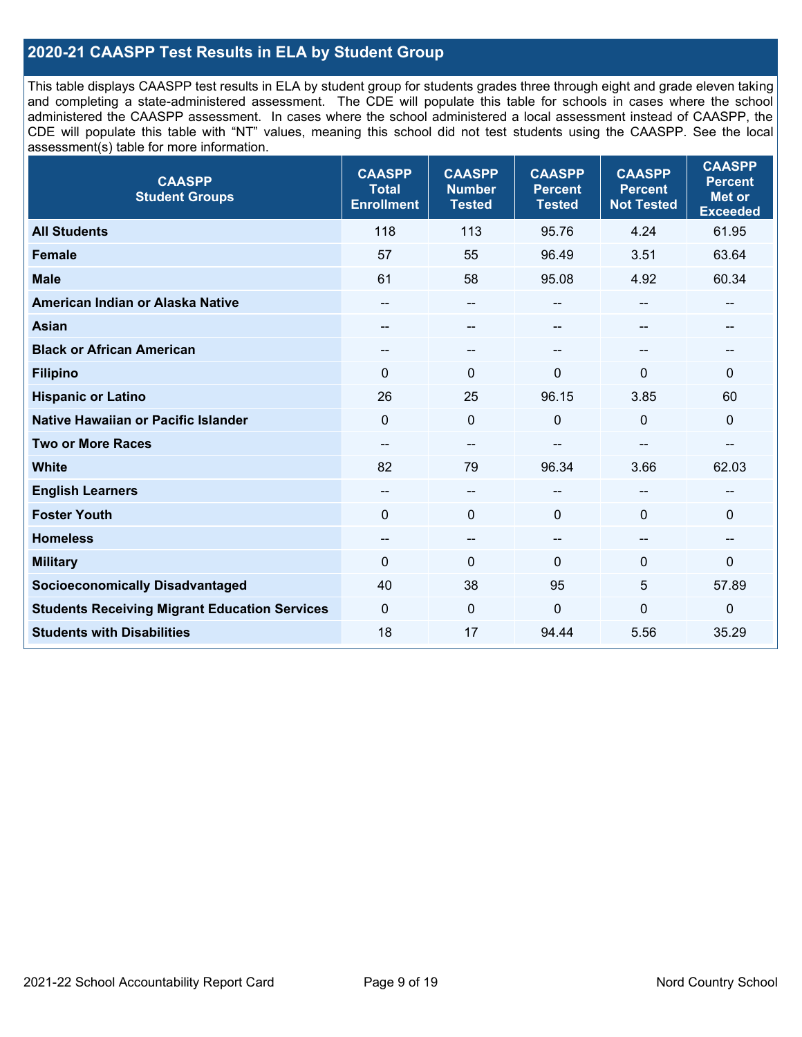## 2020-21 CAASPP Test Results in ELA by Student Group

This table displays CAASPP test results in ELA by student group for students grades three through eight and grade eleven taking and completing a state-administered assessment. The CDE will populate this table for schools in cases where the school administered the CAASPP assessment. In cases where the school administered a local assessment instead of CAASPP, the CDE will populate this table with "NT" values, meaning this school did not test students using the CAASPP. See the local assessment(s) table for more information.

| CAASPP Student Groups | CAASPP Total Enrollment | CAASPP Number Tested | CAASPP Percent Tested | CAASPP Percent Not Tested | CAASPP Percent Met or Exceeded |
|---|---|---|---|---|---|
| **All Students** | 118 | 113 | 95.76 | 4.24 | 61.95 |
| **Female** | 57 | 55 | 96.49 | 3.51 | 63.64 |
| **Male** | 61 | 58 | 95.08 | 4.92 | 60.34 |
| **American Indian or Alaska Native** | -- | -- | -- | -- | -- |
| **Asian** | -- | -- | -- | -- | -- |
| **Black or African American** | -- | -- | -- | -- | -- |
| **Filipino** | 0 | 0 | 0 | 0 | 0 |
| **Hispanic or Latino** | 26 | 25 | 96.15 | 3.85 | 60 |
| **Native Hawaiian or Pacific Islander** | 0 | 0 | 0 | 0 | 0 |
| **Two or More Races** | -- | -- | -- | -- | -- |
| **White** | 82 | 79 | 96.34 | 3.66 | 62.03 |
| **English Learners** | -- | -- | -- | -- | -- |
| **Foster Youth** | 0 | 0 | 0 | 0 | 0 |
| **Homeless** | -- | -- | -- | -- | -- |
| **Military** | 0 | 0 | 0 | 0 | 0 |
| **Socioeconomically Disadvantaged** | 40 | 38 | 95 | 5 | 57.89 |
| **Students Receiving Migrant Education Services** | 0 | 0 | 0 | 0 | 0 |
| **Students with Disabilities** | 18 | 17 | 94.44 | 5.56 | 35.29 |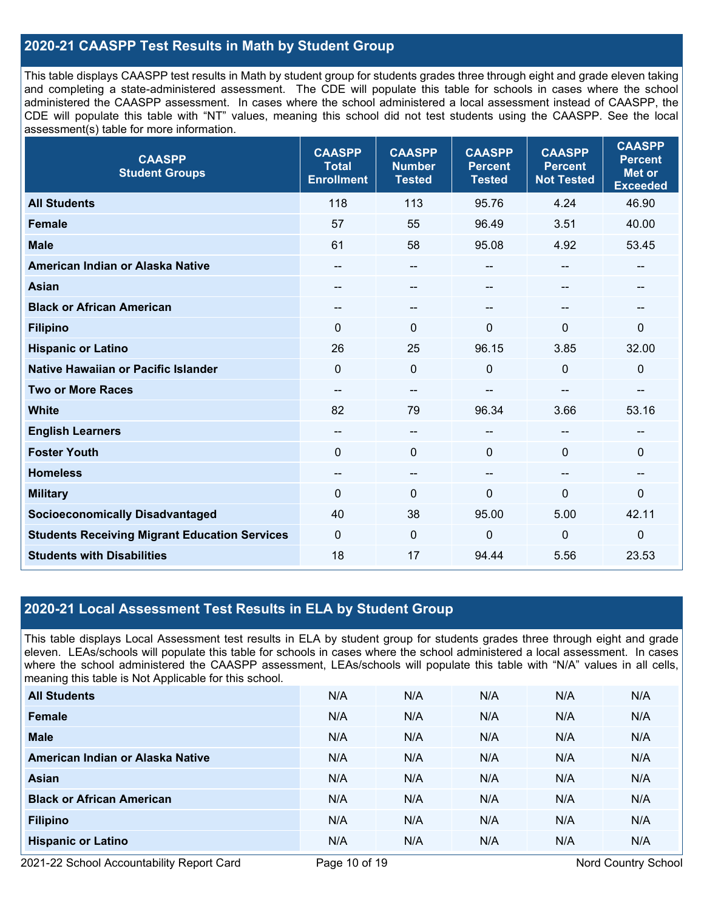## 2020-21 CAASPP Test Results in Math by Student Group

This table displays CAASPP test results in Math by student group for students grades three through eight and grade eleven taking and completing a state-administered assessment. The CDE will populate this table for schools in cases where the school administered the CAASPP assessment. In cases where the school administered a local assessment instead of CAASPP, the CDE will populate this table with "NT" values, meaning this school did not test students using the CAASPP. See the local assessment(s) table for more information.

| CAASPP Student Groups | CAASPP Total Enrollment | CAASPP Number Tested | CAASPP Percent Tested | CAASPP Percent Not Tested | CAASPP Percent Met or Exceeded |
|---|---|---|---|---|---|
| **All Students** | 118 | 113 | 95.76 | 4.24 | 46.90 |
| **Female** | 57 | 55 | 96.49 | 3.51 | 40.00 |
| **Male** | 61 | 58 | 95.08 | 4.92 | 53.45 |
| **American Indian or Alaska Native** | -- | -- | -- | -- | -- |
| **Asian** | -- | -- | -- | -- | -- |
| **Black or African American** | -- | -- | -- | -- | -- |
| **Filipino** | 0 | 0 | 0 | 0 | 0 |
| **Hispanic or Latino** | 26 | 25 | 96.15 | 3.85 | 32.00 |
| **Native Hawaiian or Pacific Islander** | 0 | 0 | 0 | 0 | 0 |
| **Two or More Races** | -- | -- | -- | -- | -- |
| **White** | 82 | 79 | 96.34 | 3.66 | 53.16 |
| **English Learners** | -- | -- | -- | -- | -- |
| **Foster Youth** | 0 | 0 | 0 | 0 | 0 |
| **Homeless** | -- | -- | -- | -- | -- |
| **Military** | 0 | 0 | 0 | 0 | 0 |
| **Socioeconomically Disadvantaged** | 40 | 38 | 95.00 | 5.00 | 42.11 |
| **Students Receiving Migrant Education Services** | 0 | 0 | 0 | 0 | 0 |
| **Students with Disabilities** | 18 | 17 | 94.44 | 5.56 | 23.53 |

## 2020-21 Local Assessment Test Results in ELA by Student Group

This table displays Local Assessment test results in ELA by student group for students grades three through eight and grade eleven. LEAs/schools will populate this table for schools in cases where the school administered a local assessment. In cases where the school administered the CAASPP assessment, LEAs/schools will populate this table with "N/A" values in all cells, meaning this table is Not Applicable for this school.

| | | | | | |
|---|---|---|---|---|---|
| **All Students** | N/A | N/A | N/A | N/A | N/A |
| **Female** | N/A | N/A | N/A | N/A | N/A |
| **Male** | N/A | N/A | N/A | N/A | N/A |
| **American Indian or Alaska Native** | N/A | N/A | N/A | N/A | N/A |
| **Asian** | N/A | N/A | N/A | N/A | N/A |
| **Black or African American** | N/A | N/A | N/A | N/A | N/A |
| **Filipino** | N/A | N/A | N/A | N/A | N/A |
| **Hispanic or Latino** | N/A | N/A | N/A | N/A | N/A |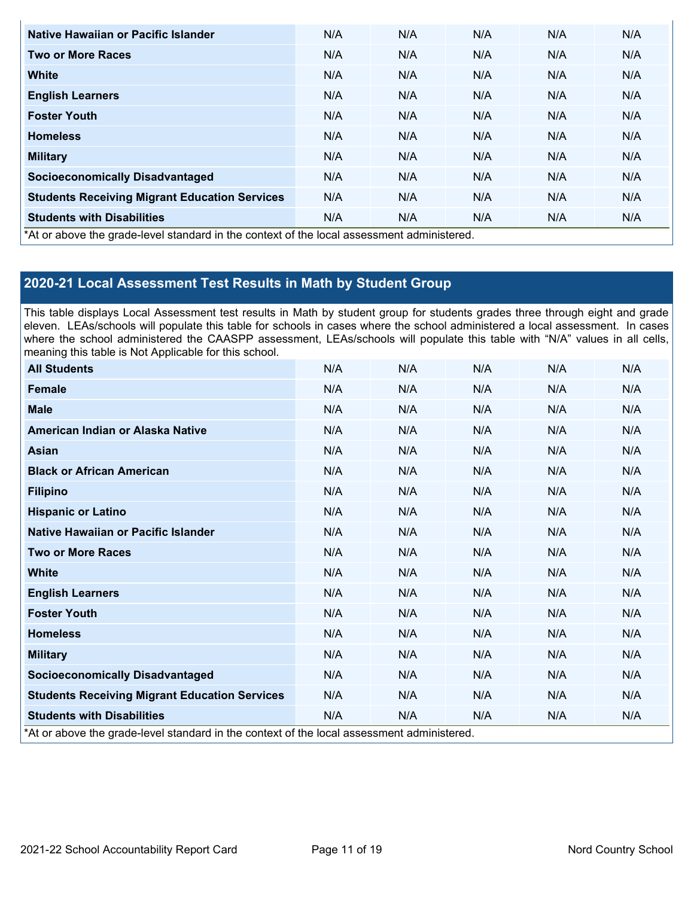| | | | | | |
|---|---|---|---|---|---|
| **Native Hawaiian or Pacific Islander** | N/A | N/A | N/A | N/A | N/A |
| **Two or More Races** | N/A | N/A | N/A | N/A | N/A |
| **White** | N/A | N/A | N/A | N/A | N/A |
| **English Learners** | N/A | N/A | N/A | N/A | N/A |
| **Foster Youth** | N/A | N/A | N/A | N/A | N/A |
| **Homeless** | N/A | N/A | N/A | N/A | N/A |
| **Military** | N/A | N/A | N/A | N/A | N/A |
| **Socioeconomically Disadvantaged** | N/A | N/A | N/A | N/A | N/A |
| **Students Receiving Migrant Education Services** | N/A | N/A | N/A | N/A | N/A |
| **Students with Disabilities** | N/A | N/A | N/A | N/A | N/A |

*At or above the grade-level standard in the context of the local assessment administered.

## 2020-21 Local Assessment Test Results in Math by Student Group

This table displays Local Assessment test results in Math by student group for students grades three through eight and grade eleven. LEAs/schools will populate this table for schools in cases where the school administered a local assessment. In cases where the school administered the CAASPP assessment, LEAs/schools will populate this table with "N/A" values in all cells, meaning this table is Not Applicable for this school.

| | | | | | |
|---|---|---|---|---|---|
| **All Students** | N/A | N/A | N/A | N/A | N/A |
| **Female** | N/A | N/A | N/A | N/A | N/A |
| **Male** | N/A | N/A | N/A | N/A | N/A |
| **American Indian or Alaska Native** | N/A | N/A | N/A | N/A | N/A |
| **Asian** | N/A | N/A | N/A | N/A | N/A |
| **Black or African American** | N/A | N/A | N/A | N/A | N/A |
| **Filipino** | N/A | N/A | N/A | N/A | N/A |
| **Hispanic or Latino** | N/A | N/A | N/A | N/A | N/A |
| **Native Hawaiian or Pacific Islander** | N/A | N/A | N/A | N/A | N/A |
| **Two or More Races** | N/A | N/A | N/A | N/A | N/A |
| **White** | N/A | N/A | N/A | N/A | N/A |
| **English Learners** | N/A | N/A | N/A | N/A | N/A |
| **Foster Youth** | N/A | N/A | N/A | N/A | N/A |
| **Homeless** | N/A | N/A | N/A | N/A | N/A |
| **Military** | N/A | N/A | N/A | N/A | N/A |
| **Socioeconomically Disadvantaged** | N/A | N/A | N/A | N/A | N/A |
| **Students Receiving Migrant Education Services** | N/A | N/A | N/A | N/A | N/A |
| **Students with Disabilities** | N/A | N/A | N/A | N/A | N/A |

*At or above the grade-level standard in the context of the local assessment administered.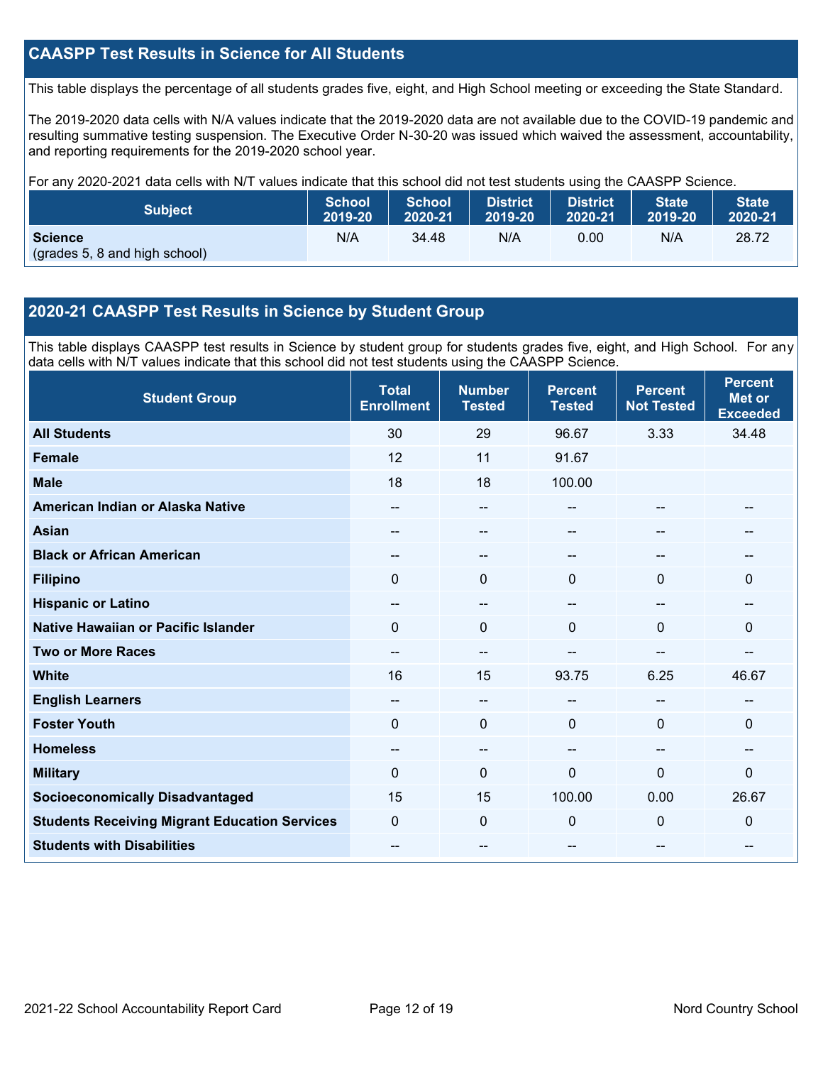## CAASPP Test Results in Science for All Students

This table displays the percentage of all students grades five, eight, and High School meeting or exceeding the State Standard.

The 2019-2020 data cells with N/A values indicate that the 2019-2020 data are not available due to the COVID-19 pandemic and resulting summative testing suspension. The Executive Order N-30-20 was issued which waived the assessment, accountability, and reporting requirements for the 2019-2020 school year.

For any 2020-2021 data cells with N/T values indicate that this school did not test students using the CAASPP Science.

| Subject | School 2019-20 | School 2020-21 | District 2019-20 | District 2020-21 | State 2019-20 | State 2020-21 |
|---|---|---|---|---|---|---|
| **Science** (grades 5, 8 and high school) | N/A | 34.48 | N/A | 0.00 | N/A | 28.72 |

## 2020-21 CAASPP Test Results in Science by Student Group

This table displays CAASPP test results in Science by student group for students grades five, eight, and High School. For any data cells with N/T values indicate that this school did not test students using the CAASPP Science.

| Student Group | Total Enrollment | Number Tested | Percent Tested | Percent Not Tested | Percent Met or Exceeded |
|---|---|---|---|---|---|
| **All Students** | 30 | 29 | 96.67 | 3.33 | 34.48 |
| **Female** | 12 | 11 | 91.67 | | |
| **Male** | 18 | 18 | 100.00 | | |
| **American Indian or Alaska Native** | -- | -- | -- | -- | -- |
| **Asian** | -- | -- | -- | -- | -- |
| **Black or African American** | -- | -- | -- | -- | -- |
| **Filipino** | 0 | 0 | 0 | 0 | 0 |
| **Hispanic or Latino** | -- | -- | -- | -- | -- |
| **Native Hawaiian or Pacific Islander** | 0 | 0 | 0 | 0 | 0 |
| **Two or More Races** | -- | -- | -- | -- | -- |
| **White** | 16 | 15 | 93.75 | 6.25 | 46.67 |
| **English Learners** | -- | -- | -- | -- | -- |
| **Foster Youth** | 0 | 0 | 0 | 0 | 0 |
| **Homeless** | -- | -- | -- | -- | -- |
| **Military** | 0 | 0 | 0 | 0 | 0 |
| **Socioeconomically Disadvantaged** | 15 | 15 | 100.00 | 0.00 | 26.67 |
| **Students Receiving Migrant Education Services** | 0 | 0 | 0 | 0 | 0 |
| **Students with Disabilities** | -- | -- | -- | -- | -- |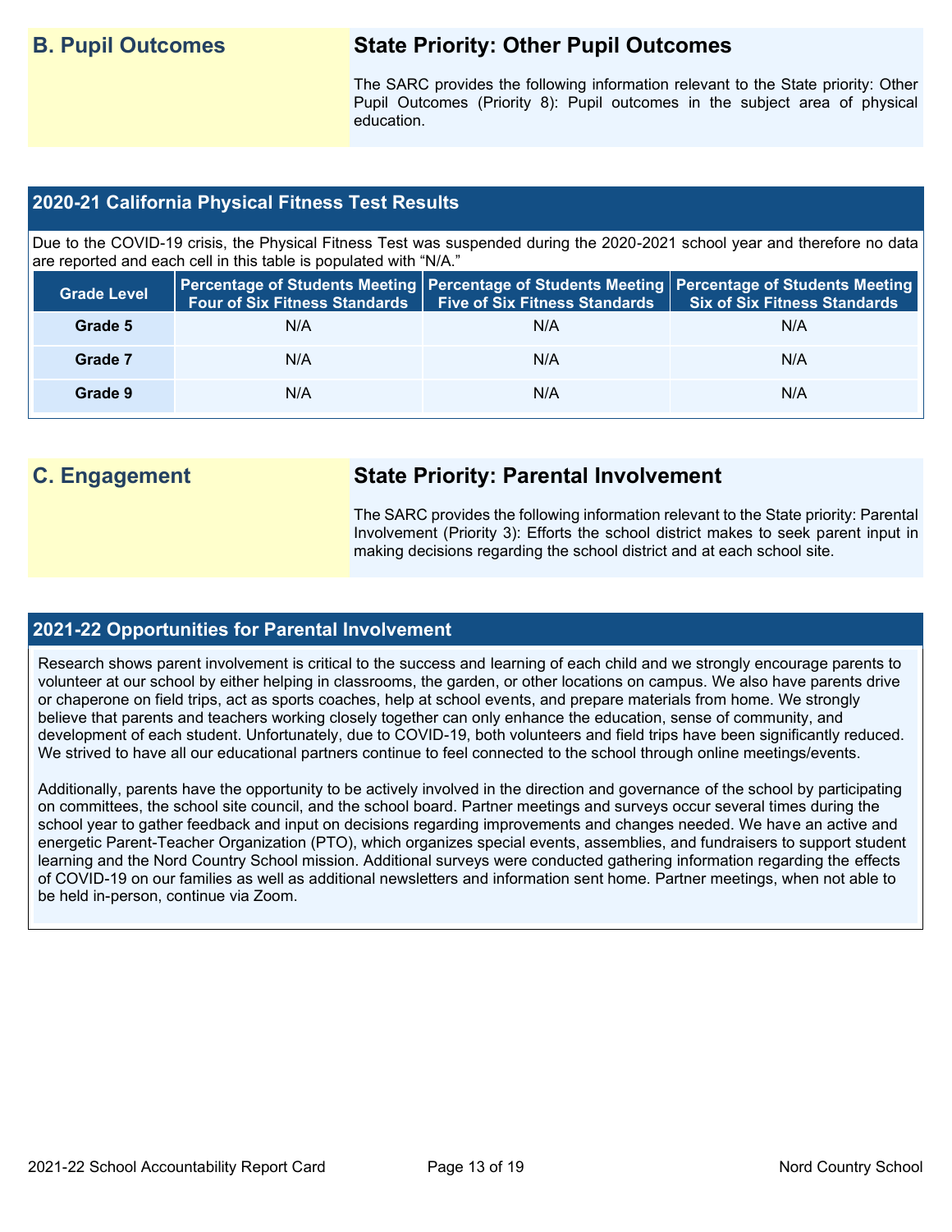## B. Pupil Outcomes

### State Priority: Other Pupil Outcomes

The SARC provides the following information relevant to the State priority: Other Pupil Outcomes (Priority 8): Pupil outcomes in the subject area of physical education.

### 2020-21 California Physical Fitness Test Results

Due to the COVID-19 crisis, the Physical Fitness Test was suspended during the 2020-2021 school year and therefore no data are reported and each cell in this table is populated with "N/A."

| Grade Level | Percentage of Students Meeting Four of Six Fitness Standards | Percentage of Students Meeting Five of Six Fitness Standards | Percentage of Students Meeting Six of Six Fitness Standards |
|---|---|---|---|
| Grade 5 | N/A | N/A | N/A |
| Grade 7 | N/A | N/A | N/A |
| Grade 9 | N/A | N/A | N/A |

## C. Engagement

### State Priority: Parental Involvement

The SARC provides the following information relevant to the State priority: Parental Involvement (Priority 3): Efforts the school district makes to seek parent input in making decisions regarding the school district and at each school site.

### 2021-22 Opportunities for Parental Involvement

Research shows parent involvement is critical to the success and learning of each child and we strongly encourage parents to volunteer at our school by either helping in classrooms, the garden, or other locations on campus. We also have parents drive or chaperone on field trips, act as sports coaches, help at school events, and prepare materials from home. We strongly believe that parents and teachers working closely together can only enhance the education, sense of community, and development of each student. Unfortunately, due to COVID-19, both volunteers and field trips have been significantly reduced. We strived to have all our educational partners continue to feel connected to the school through online meetings/events.

Additionally, parents have the opportunity to be actively involved in the direction and governance of the school by participating on committees, the school site council, and the school board. Partner meetings and surveys occur several times during the school year to gather feedback and input on decisions regarding improvements and changes needed. We have an active and energetic Parent-Teacher Organization (PTO), which organizes special events, assemblies, and fundraisers to support student learning and the Nord Country School mission. Additional surveys were conducted gathering information regarding the effects of COVID-19 on our families as well as additional newsletters and information sent home. Partner meetings, when not able to be held in-person, continue via Zoom.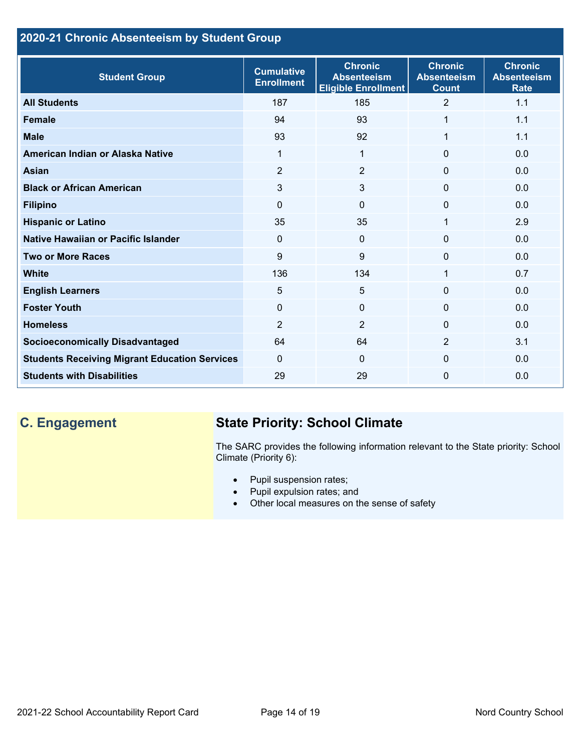## 2020-21 Chronic Absenteeism by Student Group

| Student Group | Cumulative Enrollment | Chronic Absenteeism Eligible Enrollment | Chronic Absenteeism Count | Chronic Absenteeism Rate |
|---|---|---|---|---|
| All Students | 187 | 185 | 2 | 1.1 |
| Female | 94 | 93 | 1 | 1.1 |
| Male | 93 | 92 | 1 | 1.1 |
| American Indian or Alaska Native | 1 | 1 | 0 | 0.0 |
| Asian | 2 | 2 | 0 | 0.0 |
| Black or African American | 3 | 3 | 0 | 0.0 |
| Filipino | 0 | 0 | 0 | 0.0 |
| Hispanic or Latino | 35 | 35 | 1 | 2.9 |
| Native Hawaiian or Pacific Islander | 0 | 0 | 0 | 0.0 |
| Two or More Races | 9 | 9 | 0 | 0.0 |
| White | 136 | 134 | 1 | 0.7 |
| English Learners | 5 | 5 | 0 | 0.0 |
| Foster Youth | 0 | 0 | 0 | 0.0 |
| Homeless | 2 | 2 | 0 | 0.0 |
| Socioeconomically Disadvantaged | 64 | 64 | 2 | 3.1 |
| Students Receiving Migrant Education Services | 0 | 0 | 0 | 0.0 |
| Students with Disabilities | 29 | 29 | 0 | 0.0 |

## C. Engagement

### State Priority: School Climate

The SARC provides the following information relevant to the State priority: School Climate (Priority 6):

- Pupil suspension rates;
- Pupil expulsion rates; and
- Other local measures on the sense of safety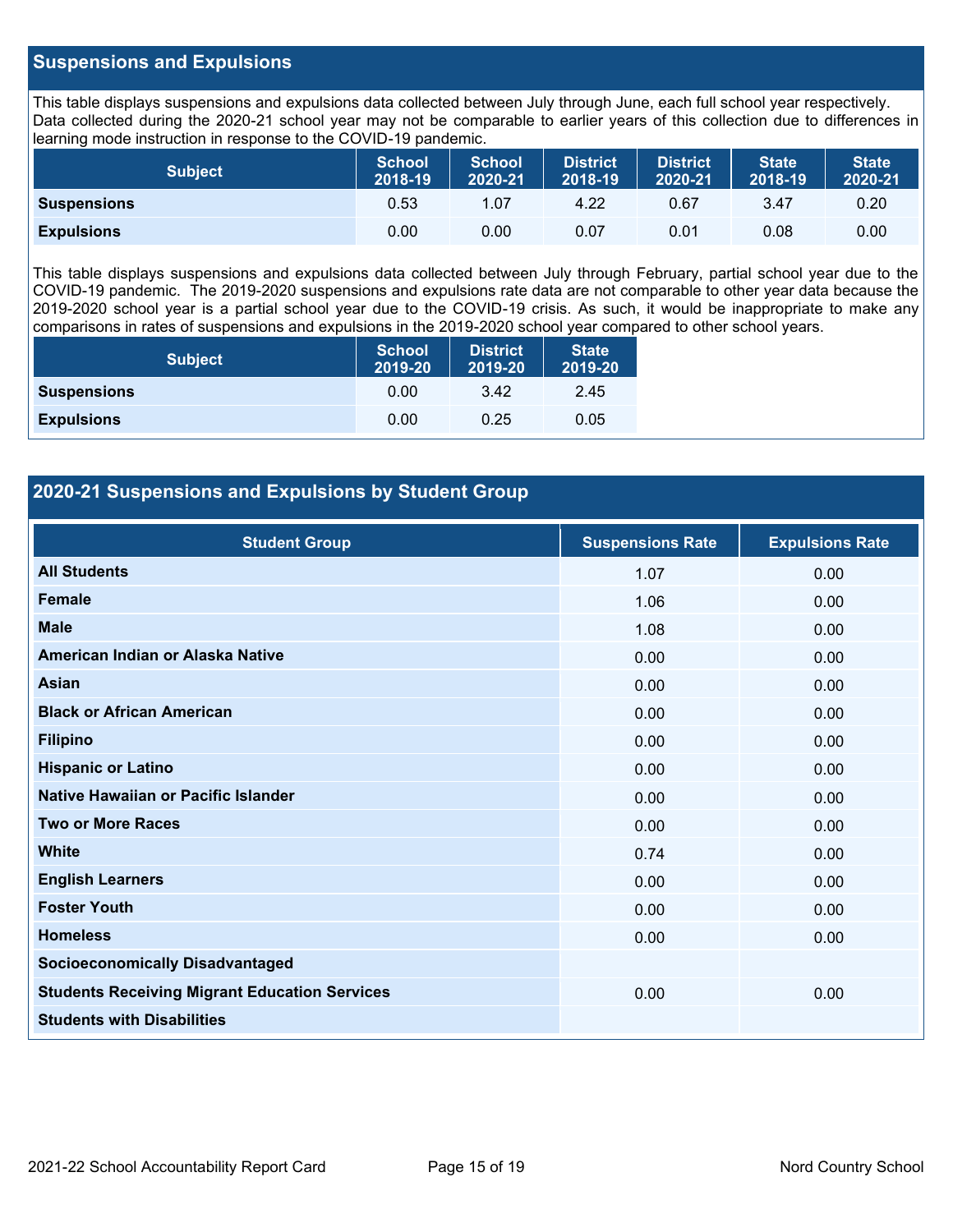## Suspensions and Expulsions

This table displays suspensions and expulsions data collected between July through June, each full school year respectively. Data collected during the 2020-21 school year may not be comparable to earlier years of this collection due to differences in learning mode instruction in response to the COVID-19 pandemic.

| Subject | School 2018-19 | School 2020-21 | District 2018-19 | District 2020-21 | State 2018-19 | State 2020-21 |
|---|---|---|---|---|---|---|
| **Suspensions** | 0.53 | 1.07 | 4.22 | 0.67 | 3.47 | 0.20 |
| **Expulsions** | 0.00 | 0.00 | 0.07 | 0.01 | 0.08 | 0.00 |

This table displays suspensions and expulsions data collected between July through February, partial school year due to the COVID-19 pandemic. The 2019-2020 suspensions and expulsions rate data are not comparable to other year data because the 2019-2020 school year is a partial school year due to the COVID-19 crisis. As such, it would be inappropriate to make any comparisons in rates of suspensions and expulsions in the 2019-2020 school year compared to other school years.

| Subject | School 2019-20 | District 2019-20 | State 2019-20 |
|---|---|---|---|
| **Suspensions** | 0.00 | 3.42 | 2.45 |
| **Expulsions** | 0.00 | 0.25 | 0.05 |

## 2020-21 Suspensions and Expulsions by Student Group

| Student Group | Suspensions Rate | Expulsions Rate |
|---|---|---|
| **All Students** | 1.07 | 0.00 |
| **Female** | 1.06 | 0.00 |
| **Male** | 1.08 | 0.00 |
| **American Indian or Alaska Native** | 0.00 | 0.00 |
| **Asian** | 0.00 | 0.00 |
| **Black or African American** | 0.00 | 0.00 |
| **Filipino** | 0.00 | 0.00 |
| **Hispanic or Latino** | 0.00 | 0.00 |
| **Native Hawaiian or Pacific Islander** | 0.00 | 0.00 |
| **Two or More Races** | 0.00 | 0.00 |
| **White** | 0.74 | 0.00 |
| **English Learners** | 0.00 | 0.00 |
| **Foster Youth** | 0.00 | 0.00 |
| **Homeless** | 0.00 | 0.00 |
| **Socioeconomically Disadvantaged** | | |
| **Students Receiving Migrant Education Services** | 0.00 | 0.00 |
| **Students with Disabilities** | | |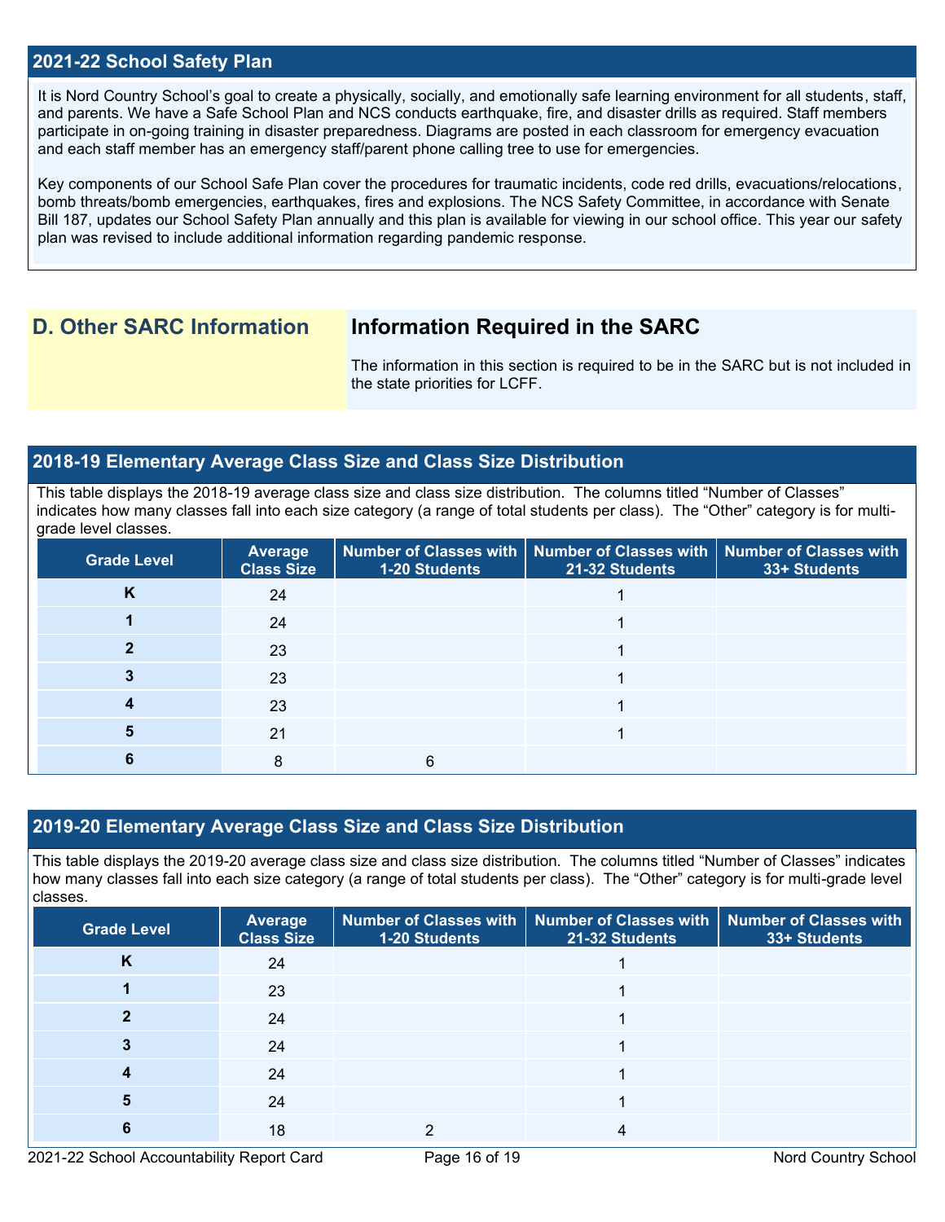## 2021-22 School Safety Plan

It is Nord Country School's goal to create a physically, socially, and emotionally safe learning environment for all students, staff, and parents. We have a Safe School Plan and NCS conducts earthquake, fire, and disaster drills as required. Staff members participate in on-going training in disaster preparedness. Diagrams are posted in each classroom for emergency evacuation and each staff member has an emergency staff/parent phone calling tree to use for emergencies.

Key components of our School Safe Plan cover the procedures for traumatic incidents, code red drills, evacuations/relocations, bomb threats/bomb emergencies, earthquakes, fires and explosions. The NCS Safety Committee, in accordance with Senate Bill 187, updates our School Safety Plan annually and this plan is available for viewing in our school office. This year our safety plan was revised to include additional information regarding pandemic response.

## D. Other SARC Information

### Information Required in the SARC

The information in this section is required to be in the SARC but is not included in the state priorities for LCFF.

## 2018-19 Elementary Average Class Size and Class Size Distribution

This table displays the 2018-19 average class size and class size distribution. The columns titled "Number of Classes" indicates how many classes fall into each size category (a range of total students per class). The "Other" category is for multi-grade level classes.

| Grade Level | Average Class Size | Number of Classes with 1-20 Students | Number of Classes with 21-32 Students | Number of Classes with 33+ Students |
|---|---|---|---|---|
| K | 24 | | 1 | |
| 1 | 24 | | 1 | |
| 2 | 23 | | 1 | |
| 3 | 23 | | 1 | |
| 4 | 23 | | 1 | |
| 5 | 21 | | 1 | |
| 6 | 8 | 6 | | |

## 2019-20 Elementary Average Class Size and Class Size Distribution

This table displays the 2019-20 average class size and class size distribution. The columns titled "Number of Classes" indicates how many classes fall into each size category (a range of total students per class). The "Other" category is for multi-grade level classes.

| Grade Level | Average Class Size | Number of Classes with 1-20 Students | Number of Classes with 21-32 Students | Number of Classes with 33+ Students |
|---|---|---|---|---|
| K | 24 | | 1 | |
| 1 | 23 | | 1 | |
| 2 | 24 | | 1 | |
| 3 | 24 | | 1 | |
| 4 | 24 | | 1 | |
| 5 | 24 | | 1 | |
| 6 | 18 | 2 | 4 | |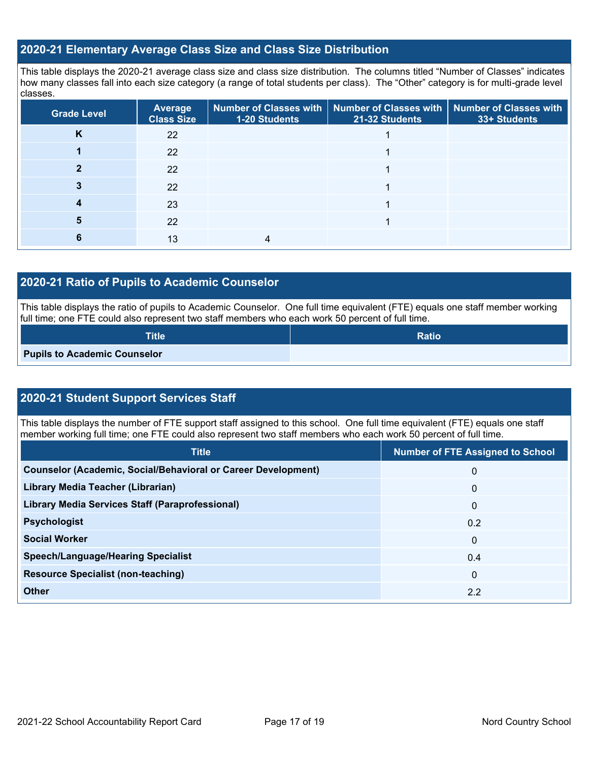## 2020-21 Elementary Average Class Size and Class Size Distribution

This table displays the 2020-21 average class size and class size distribution. The columns titled "Number of Classes" indicates how many classes fall into each size category (a range of total students per class). The "Other" category is for multi-grade level classes.

| Grade Level | Average Class Size | Number of Classes with 1-20 Students | Number of Classes with 21-32 Students | Number of Classes with 33+ Students |
|---|---|---|---|---|
| K | 22 | | 1 | |
| 1 | 22 | | 1 | |
| 2 | 22 | | 1 | |
| 3 | 22 | | 1 | |
| 4 | 23 | | 1 | |
| 5 | 22 | | 1 | |
| 6 | 13 | 4 | | |

## 2020-21 Ratio of Pupils to Academic Counselor

This table displays the ratio of pupils to Academic Counselor. One full time equivalent (FTE) equals one staff member working full time; one FTE could also represent two staff members who each work 50 percent of full time.

| Title | Ratio |
|---|---|
| **Pupils to Academic Counselor** | |

## 2020-21 Student Support Services Staff

This table displays the number of FTE support staff assigned to this school. One full time equivalent (FTE) equals one staff member working full time; one FTE could also represent two staff members who each work 50 percent of full time.

| Title | Number of FTE Assigned to School |
|---|---|
| **Counselor (Academic, Social/Behavioral or Career Development)** | 0 |
| **Library Media Teacher (Librarian)** | 0 |
| **Library Media Services Staff (Paraprofessional)** | 0 |
| **Psychologist** | 0.2 |
| **Social Worker** | 0 |
| **Speech/Language/Hearing Specialist** | 0.4 |
| **Resource Specialist (non-teaching)** | 0 |
| **Other** | 2.2 |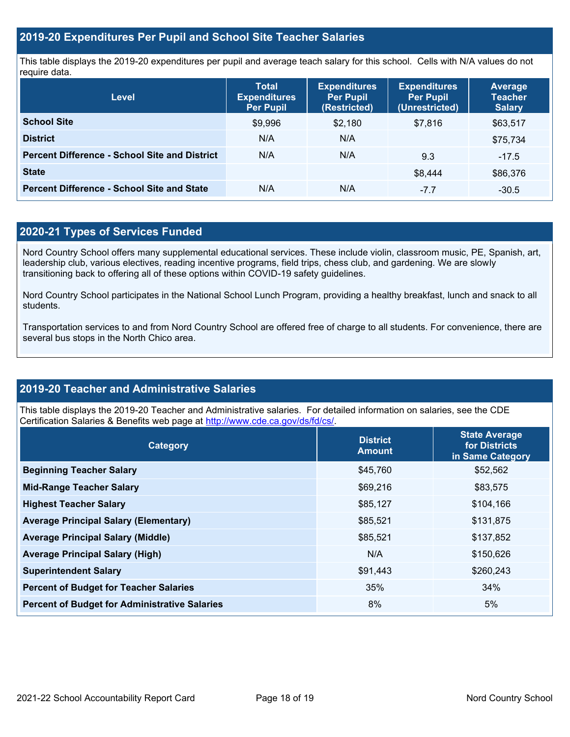## 2019-20 Expenditures Per Pupil and School Site Teacher Salaries

This table displays the 2019-20 expenditures per pupil and average teach salary for this school. Cells with N/A values do not require data.

| Level | Total Expenditures Per Pupil | Expenditures Per Pupil (Restricted) | Expenditures Per Pupil (Unrestricted) | Average Teacher Salary |
|---|---|---|---|---|
| **School Site** | $9,996 | $2,180 | $7,816 | $63,517 |
| **District** | N/A | N/A | | $75,734 |
| **Percent Difference - School Site and District** | N/A | N/A | 9.3 | -17.5 |
| **State** | | | $8,444 | $86,376 |
| **Percent Difference - School Site and State** | N/A | N/A | -7.7 | -30.5 |

## 2020-21 Types of Services Funded

Nord Country School offers many supplemental educational services. These include violin, classroom music, PE, Spanish, art, leadership club, various electives, reading incentive programs, field trips, chess club, and gardening. We are slowly transitioning back to offering all of these options within COVID-19 safety guidelines.

Nord Country School participates in the National School Lunch Program, providing a healthy breakfast, lunch and snack to all students.

Transportation services to and from Nord Country School are offered free of charge to all students. For convenience, there are several bus stops in the North Chico area.

## 2019-20 Teacher and Administrative Salaries

This table displays the 2019-20 Teacher and Administrative salaries. For detailed information on salaries, see the CDE Certification Salaries & Benefits web page at http://www.cde.ca.gov/ds/fd/cs/.

| Category | District Amount | State Average for Districts in Same Category |
|---|---|---|
| **Beginning Teacher Salary** | $45,760 | $52,562 |
| **Mid-Range Teacher Salary** | $69,216 | $83,575 |
| **Highest Teacher Salary** | $85,127 | $104,166 |
| **Average Principal Salary (Elementary)** | $85,521 | $131,875 |
| **Average Principal Salary (Middle)** | $85,521 | $137,852 |
| **Average Principal Salary (High)** | N/A | $150,626 |
| **Superintendent Salary** | $91,443 | $260,243 |
| **Percent of Budget for Teacher Salaries** | 35% | 34% |
| **Percent of Budget for Administrative Salaries** | 8% | 5% |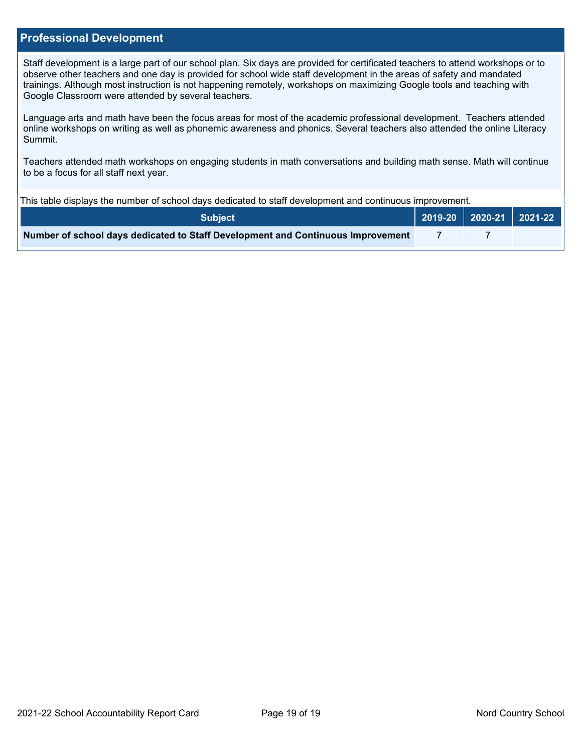## Professional Development

Staff development is a large part of our school plan. Six days are provided for certificated teachers to attend workshops or to observe other teachers and one day is provided for school wide staff development in the areas of safety and mandated trainings. Although most instruction is not happening remotely, workshops on maximizing Google tools and teaching with Google Classroom were attended by several teachers.

Language arts and math have been the focus areas for most of the academic professional development. Teachers attended online workshops on writing as well as phonemic awareness and phonics. Several teachers also attended the online Literacy Summit.

Teachers attended math workshops on engaging students in math conversations and building math sense. Math will continue to be a focus for all staff next year.

This table displays the number of school days dedicated to staff development and continuous improvement.

| Subject | 2019-20 | 2020-21 | 2021-22 |
|---|---|---|---|
| **Number of school days dedicated to Staff Development and Continuous Improvement** | 7 | 7 | |